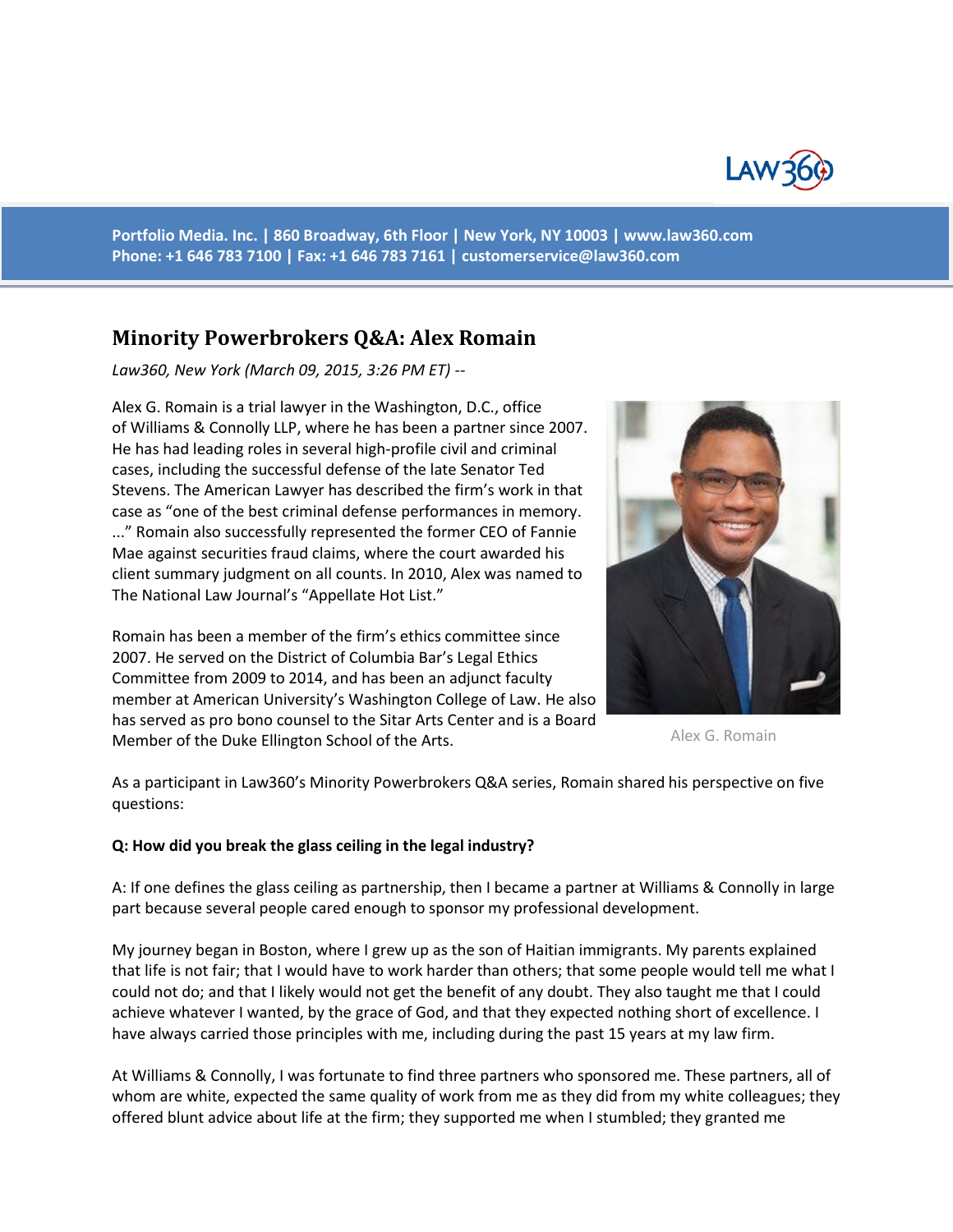Portfolio Media. Inc. | 860 Broadway, 6th Floor | New York, NY 10003 | www.law360.com
Phone: +1 646 783 7100 | Fax: +1 646 783 7161 | customerservice@law360.com

# Minority Powerbrokers Q&A: Alex Romain

*Law360, New York (March 09, 2015, 3:26 PM ET) --*

Alex G. Romain is a trial lawyer in the Washington, D.C., office of Williams & Connolly LLP, where he has been a partner since 2007. He has had leading roles in several high-profile civil and criminal cases, including the successful defense of the late Senator Ted Stevens. The American Lawyer has described the firm's work in that case as "one of the best criminal defense performances in memory. ..." Romain also successfully represented the former CEO of Fannie Mae against securities fraud claims, where the court awarded his client summary judgment on all counts. In 2010, Alex was named to The National Law Journal's "Appellate Hot List."

Romain has been a member of the firm's ethics committee since 2007. He served on the District of Columbia Bar's Legal Ethics Committee from 2009 to 2014, and has been an adjunct faculty member at American University's Washington College of Law. He also has served as pro bono counsel to the Sitar Arts Center and is a Board Member of the Duke Ellington School of the Arts.

Alex G. Romain

As a participant in Law360's Minority Powerbrokers Q&A series, Romain shared his perspective on five questions:

**Q: How did you break the glass ceiling in the legal industry?**

A: If one defines the glass ceiling as partnership, then I became a partner at Williams & Connolly in large part because several people cared enough to sponsor my professional development.

My journey began in Boston, where I grew up as the son of Haitian immigrants. My parents explained that life is not fair; that I would have to work harder than others; that some people would tell me what I could not do; and that I likely would not get the benefit of any doubt. They also taught me that I could achieve whatever I wanted, by the grace of God, and that they expected nothing short of excellence. I have always carried those principles with me, including during the past 15 years at my law firm.

At Williams & Connolly, I was fortunate to find three partners who sponsored me. These partners, all of whom are white, expected the same quality of work from me as they did from my white colleagues; they offered blunt advice about life at the firm; they supported me when I stumbled; they granted me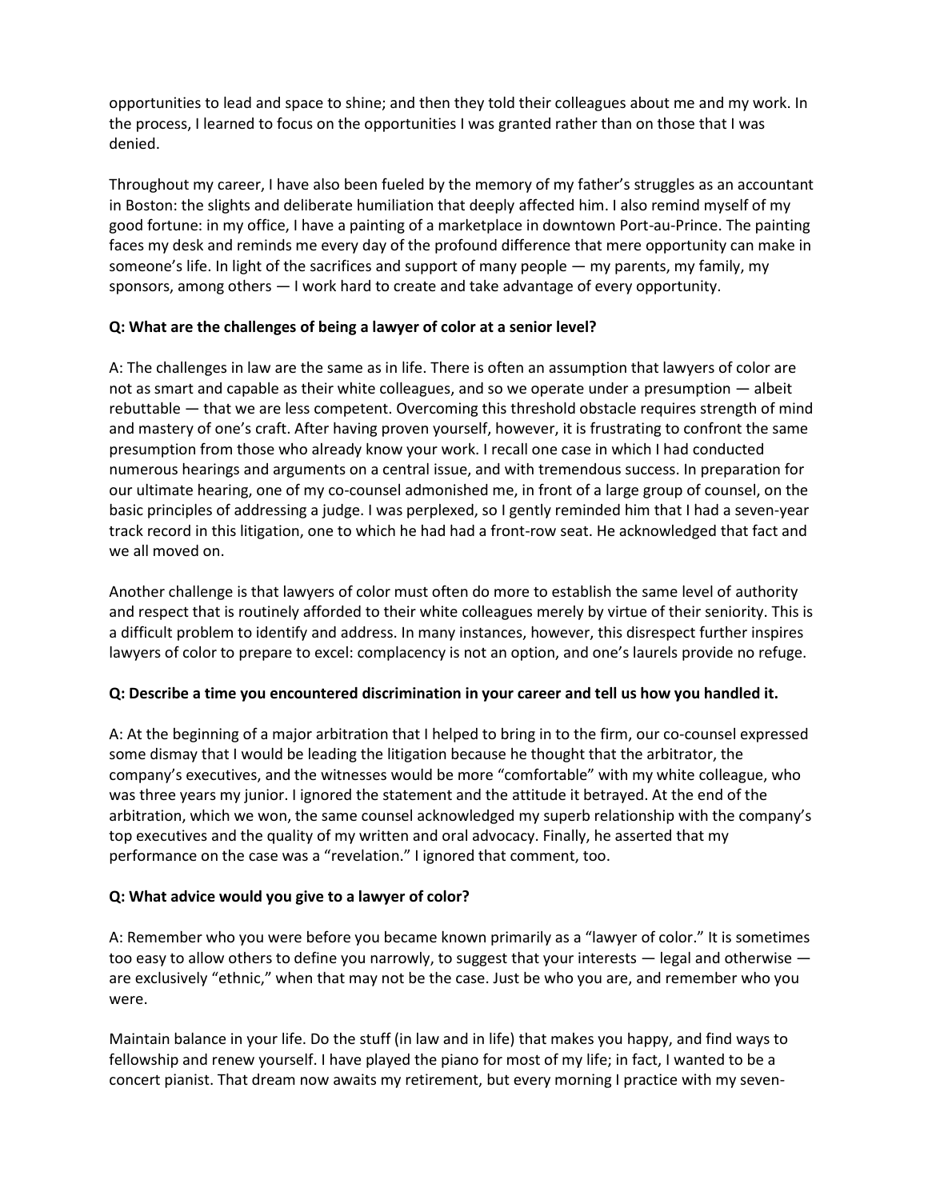opportunities to lead and space to shine; and then they told their colleagues about me and my work. In the process, I learned to focus on the opportunities I was granted rather than on those that I was denied.

Throughout my career, I have also been fueled by the memory of my father's struggles as an accountant in Boston: the slights and deliberate humiliation that deeply affected him. I also remind myself of my good fortune: in my office, I have a painting of a marketplace in downtown Port-au-Prince. The painting faces my desk and reminds me every day of the profound difference that mere opportunity can make in someone's life. In light of the sacrifices and support of many people — my parents, my family, my sponsors, among others — I work hard to create and take advantage of every opportunity.

**Q: What are the challenges of being a lawyer of color at a senior level?**

A: The challenges in law are the same as in life. There is often an assumption that lawyers of color are not as smart and capable as their white colleagues, and so we operate under a presumption — albeit rebuttable — that we are less competent. Overcoming this threshold obstacle requires strength of mind and mastery of one's craft. After having proven yourself, however, it is frustrating to confront the same presumption from those who already know your work. I recall one case in which I had conducted numerous hearings and arguments on a central issue, and with tremendous success. In preparation for our ultimate hearing, one of my co-counsel admonished me, in front of a large group of counsel, on the basic principles of addressing a judge. I was perplexed, so I gently reminded him that I had a seven-year track record in this litigation, one to which he had had a front-row seat. He acknowledged that fact and we all moved on.

Another challenge is that lawyers of color must often do more to establish the same level of authority and respect that is routinely afforded to their white colleagues merely by virtue of their seniority. This is a difficult problem to identify and address. In many instances, however, this disrespect further inspires lawyers of color to prepare to excel: complacency is not an option, and one's laurels provide no refuge.

**Q: Describe a time you encountered discrimination in your career and tell us how you handled it.**

A: At the beginning of a major arbitration that I helped to bring in to the firm, our co-counsel expressed some dismay that I would be leading the litigation because he thought that the arbitrator, the company's executives, and the witnesses would be more "comfortable" with my white colleague, who was three years my junior. I ignored the statement and the attitude it betrayed. At the end of the arbitration, which we won, the same counsel acknowledged my superb relationship with the company's top executives and the quality of my written and oral advocacy. Finally, he asserted that my performance on the case was a "revelation." I ignored that comment, too.

**Q: What advice would you give to a lawyer of color?**

A: Remember who you were before you became known primarily as a "lawyer of color." It is sometimes too easy to allow others to define you narrowly, to suggest that your interests — legal and otherwise — are exclusively "ethnic," when that may not be the case. Just be who you are, and remember who you were.

Maintain balance in your life. Do the stuff (in law and in life) that makes you happy, and find ways to fellowship and renew yourself. I have played the piano for most of my life; in fact, I wanted to be a concert pianist. That dream now awaits my retirement, but every morning I practice with my seven-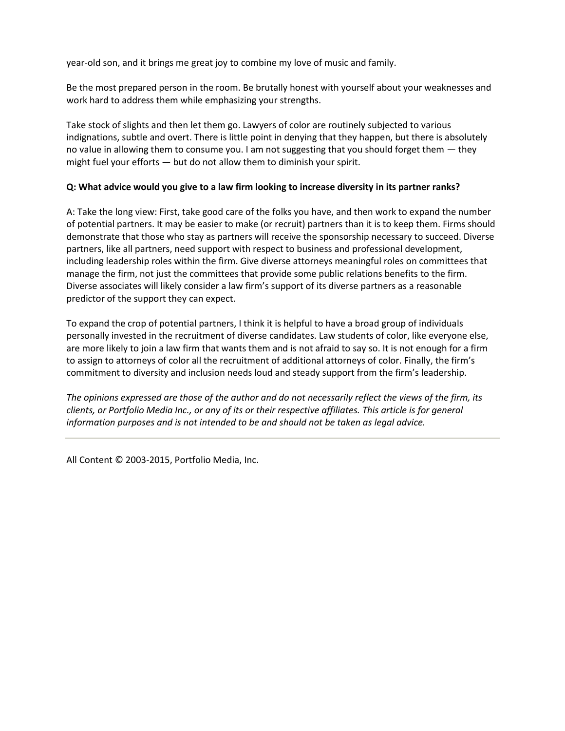year-old son, and it brings me great joy to combine my love of music and family.

Be the most prepared person in the room. Be brutally honest with yourself about your weaknesses and work hard to address them while emphasizing your strengths.

Take stock of slights and then let them go. Lawyers of color are routinely subjected to various indignations, subtle and overt. There is little point in denying that they happen, but there is absolutely no value in allowing them to consume you. I am not suggesting that you should forget them — they might fuel your efforts — but do not allow them to diminish your spirit.

**Q: What advice would you give to a law firm looking to increase diversity in its partner ranks?**

A: Take the long view: First, take good care of the folks you have, and then work to expand the number of potential partners. It may be easier to make (or recruit) partners than it is to keep them. Firms should demonstrate that those who stay as partners will receive the sponsorship necessary to succeed. Diverse partners, like all partners, need support with respect to business and professional development, including leadership roles within the firm. Give diverse attorneys meaningful roles on committees that manage the firm, not just the committees that provide some public relations benefits to the firm. Diverse associates will likely consider a law firm's support of its diverse partners as a reasonable predictor of the support they can expect.

To expand the crop of potential partners, I think it is helpful to have a broad group of individuals personally invested in the recruitment of diverse candidates. Law students of color, like everyone else, are more likely to join a law firm that wants them and is not afraid to say so. It is not enough for a firm to assign to attorneys of color all the recruitment of additional attorneys of color. Finally, the firm's commitment to diversity and inclusion needs loud and steady support from the firm's leadership.

*The opinions expressed are those of the author and do not necessarily reflect the views of the firm, its clients, or Portfolio Media Inc., or any of its or their respective affiliates. This article is for general information purposes and is not intended to be and should not be taken as legal advice.*

---

All Content © 2003-2015, Portfolio Media, Inc.